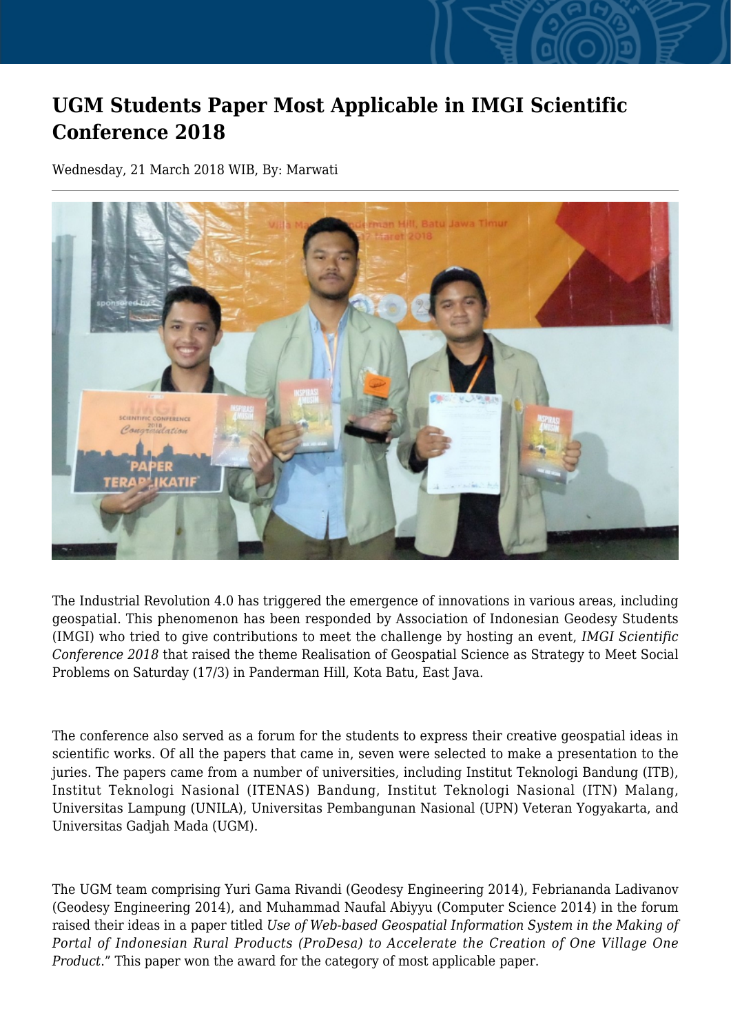# UGM Students Paper Most Applicable in IMGI Scientific Conference 2018

Wednesday, 21 March 2018 WIB, By: Marwati

The Industrial Revolution 4.0 has triggered the emergence of innovations in various areas, including geospatial. This phenomenon has been responded by Association of Indonesian Geodesy Students (IMGI) who tried to give contributions to meet the challenge by hosting an event, *IMGI Scientific Conference 2018* that raised the theme Realisation of Geospatial Science as Strategy to Meet Social Problems on Saturday (17/3) in Panderman Hill, Kota Batu, East Java.

The conference also served as a forum for the students to express their creative geospatial ideas in scientific works. Of all the papers that came in, seven were selected to make a presentation to the juries. The papers came from a number of universities, including Institut Teknologi Bandung (ITB), Institut Teknologi Nasional (ITENAS) Bandung, Institut Teknologi Nasional (ITN) Malang, Universitas Lampung (UNILA), Universitas Pembangunan Nasional (UPN) Veteran Yogyakarta, and Universitas Gadjah Mada (UGM).

The UGM team comprising Yuri Gama Rivandi (Geodesy Engineering 2014), Febriananda Ladivanov (Geodesy Engineering 2014), and Muhammad Naufal Abiyyu (Computer Science 2014) in the forum raised their ideas in a paper titled *Use of Web-based Geospatial Information System in the Making of Portal of Indonesian Rural Products (ProDesa) to Accelerate the Creation of One Village One Product*." This paper won the award for the category of most applicable paper.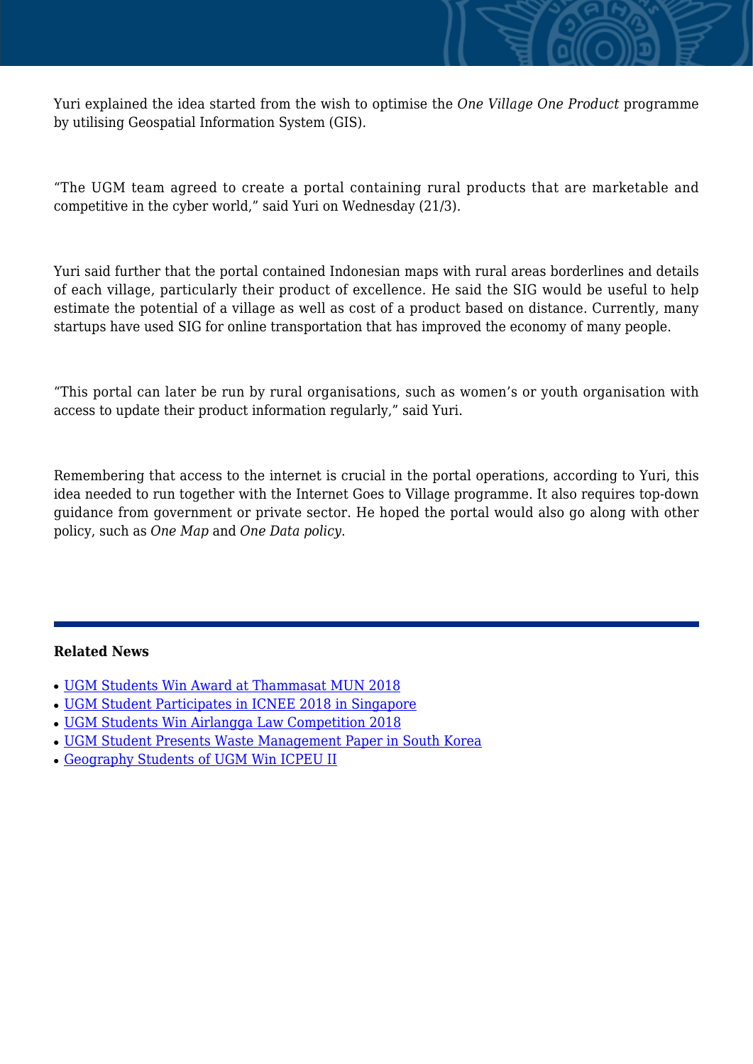Yuri explained the idea started from the wish to optimise the *One Village One Product* programme by utilising Geospatial Information System (GIS).

"The UGM team agreed to create a portal containing rural products that are marketable and competitive in the cyber world," said Yuri on Wednesday (21/3).

Yuri said further that the portal contained Indonesian maps with rural areas borderlines and details of each village, particularly their product of excellence. He said the SIG would be useful to help estimate the potential of a village as well as cost of a product based on distance. Currently, many startups have used SIG for online transportation that has improved the economy of many people.

"This portal can later be run by rural organisations, such as women's or youth organisation with access to update their product information regularly," said Yuri.

Remembering that access to the internet is crucial in the portal operations, according to Yuri, this idea needed to run together with the Internet Goes to Village programme. It also requires top-down guidance from government or private sector. He hoped the portal would also go along with other policy, such as *One Map* and *One Data policy*.

---

**Related News**

- UGM Students Win Award at Thammasat MUN 2018
- UGM Student Participates in ICNEE 2018 in Singapore
- UGM Students Win Airlangga Law Competition 2018
- UGM Student Presents Waste Management Paper in South Korea
- Geography Students of UGM Win ICPEU II